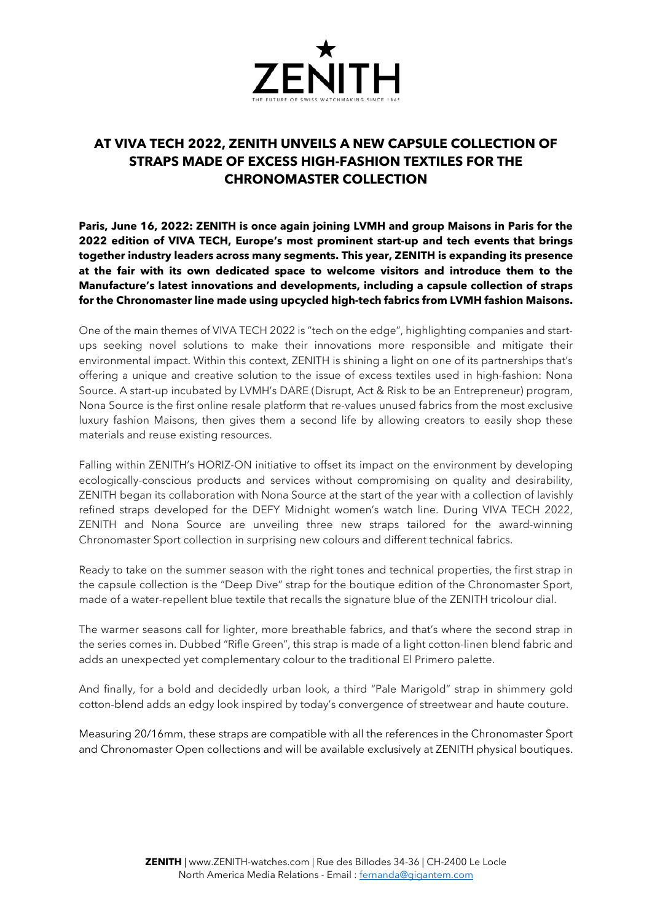# AT VIVA TECH 2022, ZENITH UNVEILS A NEW CAPSULE COLLECTION OF STRAPS MADE OF EXCESS HIGH-FASHION TEXTILES FOR THE CHRONOMASTER COLLECTION

**Paris, June 16, 2022: ZENITH is once again joining LVMH and group Maisons in Paris for the 2022 edition of VIVA TECH, Europe's most prominent start-up and tech events that brings together industry leaders across many segments. This year, ZENITH is expanding its presence at the fair with its own dedicated space to welcome visitors and introduce them to the Manufacture's latest innovations and developments, including a capsule collection of straps for the Chronomaster line made using upcycled high-tech fabrics from LVMH fashion Maisons.**

One of the main themes of VIVA TECH 2022 is "tech on the edge", highlighting companies and start-ups seeking novel solutions to make their innovations more responsible and mitigate their environmental impact. Within this context, ZENITH is shining a light on one of its partnerships that's offering a unique and creative solution to the issue of excess textiles used in high-fashion: Nona Source. A start-up incubated by LVMH's DARE (Disrupt, Act & Risk to be an Entrepreneur) program, Nona Source is the first online resale platform that re-values unused fabrics from the most exclusive luxury fashion Maisons, then gives them a second life by allowing creators to easily shop these materials and reuse existing resources.

Falling within ZENITH's HORIZ-ON initiative to offset its impact on the environment by developing ecologically-conscious products and services without compromising on quality and desirability, ZENITH began its collaboration with Nona Source at the start of the year with a collection of lavishly refined straps developed for the DEFY Midnight women's watch line. During VIVA TECH 2022, ZENITH and Nona Source are unveiling three new straps tailored for the award-winning Chronomaster Sport collection in surprising new colours and different technical fabrics.

Ready to take on the summer season with the right tones and technical properties, the first strap in the capsule collection is the "Deep Dive" strap for the boutique edition of the Chronomaster Sport, made of a water-repellent blue textile that recalls the signature blue of the ZENITH tricolour dial.

The warmer seasons call for lighter, more breathable fabrics, and that's where the second strap in the series comes in. Dubbed "Rifle Green", this strap is made of a light cotton-linen blend fabric and adds an unexpected yet complementary colour to the traditional El Primero palette.

And finally, for a bold and decidedly urban look, a third "Pale Marigold" strap in shimmery gold cotton-blend adds an edgy look inspired by today's convergence of streetwear and haute couture.

Measuring 20/16mm, these straps are compatible with all the references in the Chronomaster Sport and Chronomaster Open collections and will be available exclusively at ZENITH physical boutiques.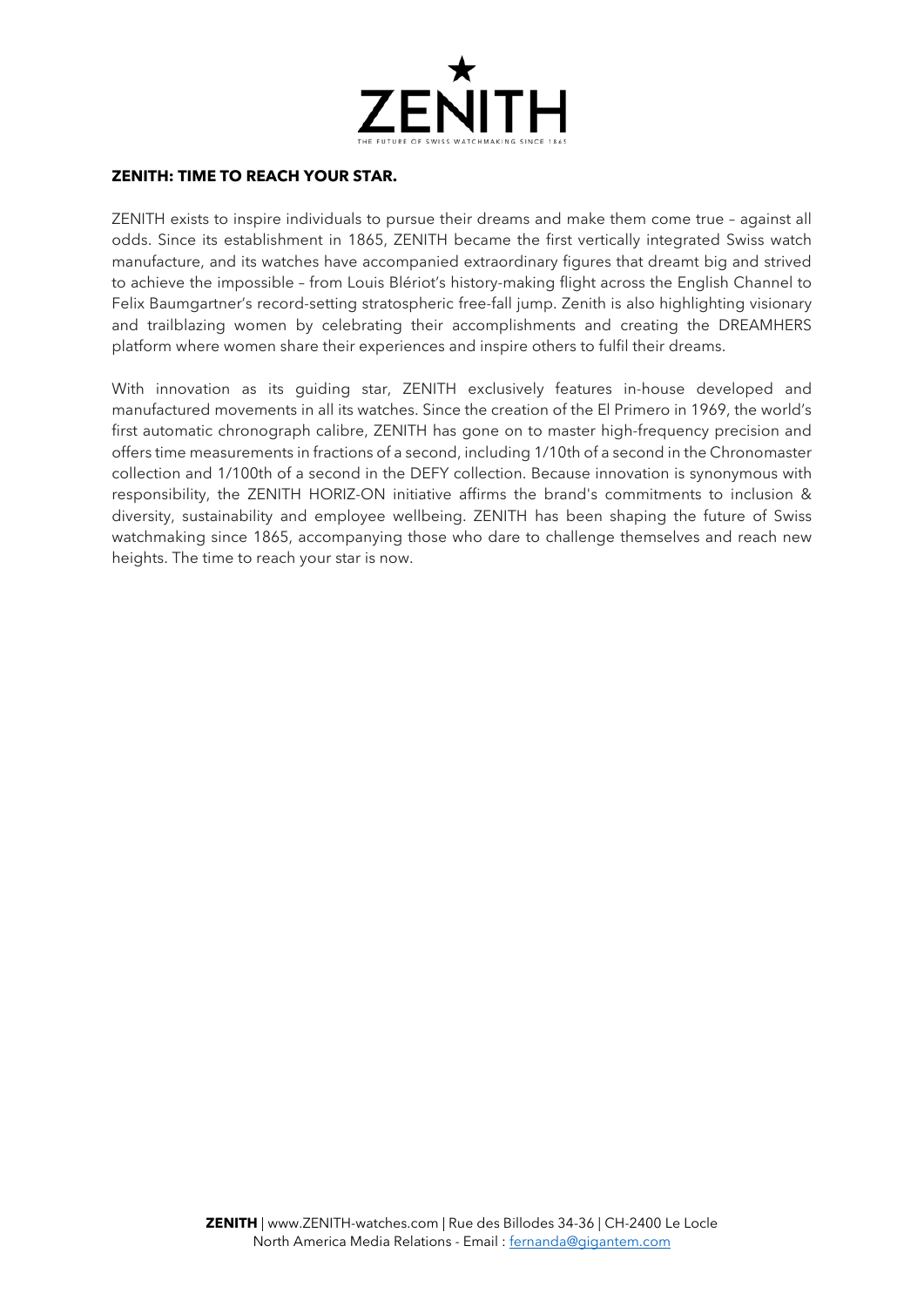**ZENITH: TIME TO REACH YOUR STAR.**

ZENITH exists to inspire individuals to pursue their dreams and make them come true – against all odds. Since its establishment in 1865, ZENITH became the first vertically integrated Swiss watch manufacture, and its watches have accompanied extraordinary figures that dreamt big and strived to achieve the impossible – from Louis Blériot's history-making flight across the English Channel to Felix Baumgartner's record-setting stratospheric free-fall jump. Zenith is also highlighting visionary and trailblazing women by celebrating their accomplishments and creating the DREAMHERS platform where women share their experiences and inspire others to fulfil their dreams.

With innovation as its guiding star, ZENITH exclusively features in-house developed and manufactured movements in all its watches. Since the creation of the El Primero in 1969, the world's first automatic chronograph calibre, ZENITH has gone on to master high-frequency precision and offers time measurements in fractions of a second, including 1/10th of a second in the Chronomaster collection and 1/100th of a second in the DEFY collection. Because innovation is synonymous with responsibility, the ZENITH HORIZ-ON initiative affirms the brand's commitments to inclusion & diversity, sustainability and employee wellbeing. ZENITH has been shaping the future of Swiss watchmaking since 1865, accompanying those who dare to challenge themselves and reach new heights. The time to reach your star is now.

**ZENITH** | www.ZENITH-watches.com | Rue des Billodes 34-36 | CH-2400 Le Locle
North America Media Relations - Email : fernanda@gigantem.com